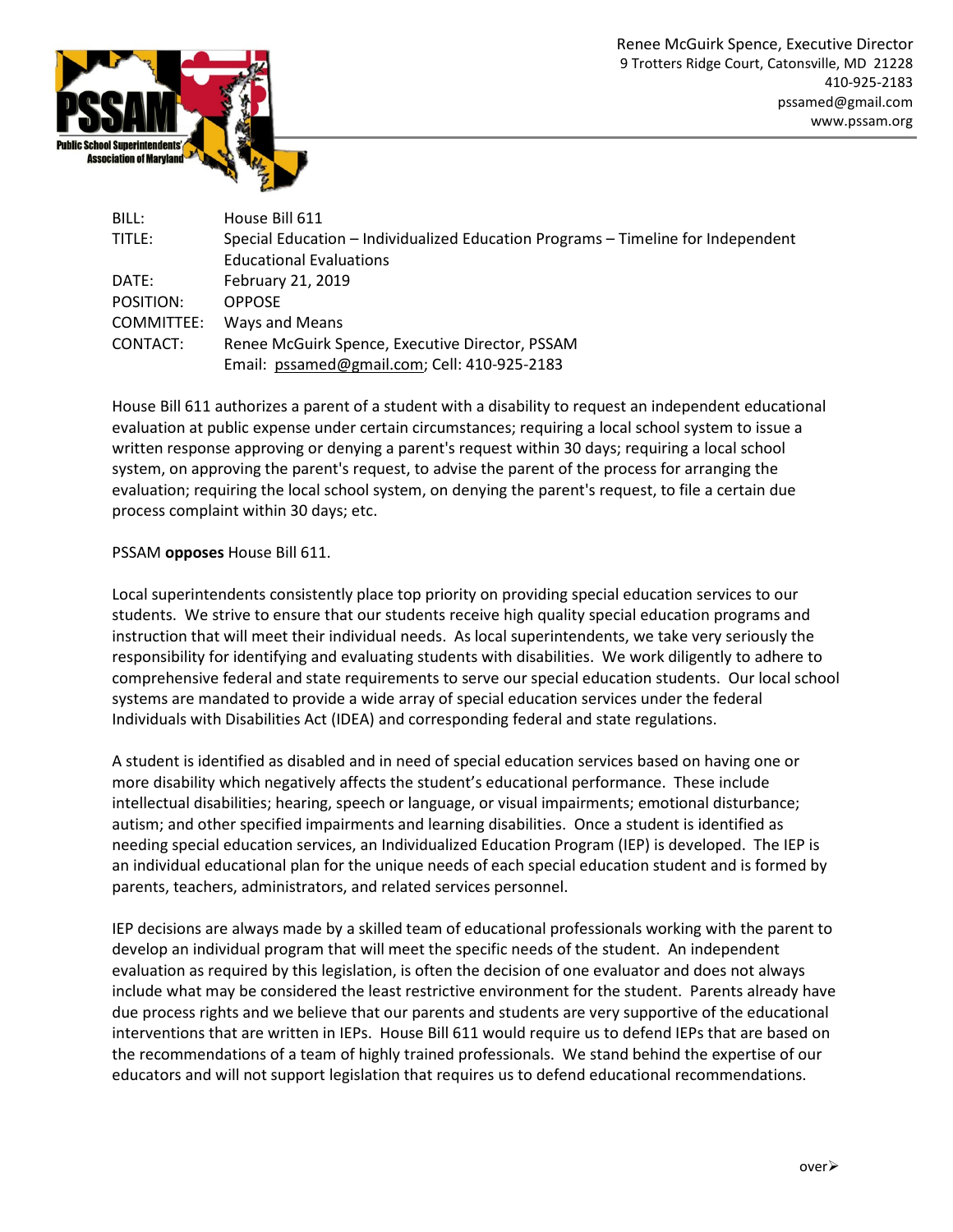Public School Superintendents' Association of Maryland

Renee McGuirk Spence, Executive Director
9 Trotters Ridge Court, Catonsville, MD 21228
410-925-2183
pssamed@gmail.com
www.pssam.org

| | |
|---|---|
| BILL: | House Bill 611 |
| TITLE: | Special Education – Individualized Education Programs – Timeline for Independent Educational Evaluations |
| DATE: | February 21, 2019 |
| POSITION: | OPPOSE |
| COMMITTEE: | Ways and Means |
| CONTACT: | Renee McGuirk Spence, Executive Director, PSSAM<br>Email: pssamed@gmail.com; Cell: 410-925-2183 |

House Bill 611 authorizes a parent of a student with a disability to request an independent educational evaluation at public expense under certain circumstances; requiring a local school system to issue a written response approving or denying a parent's request within 30 days; requiring a local school system, on approving the parent's request, to advise the parent of the process for arranging the evaluation; requiring the local school system, on denying the parent's request, to file a certain due process complaint within 30 days; etc.

PSSAM **opposes** House Bill 611.

Local superintendents consistently place top priority on providing special education services to our students. We strive to ensure that our students receive high quality special education programs and instruction that will meet their individual needs. As local superintendents, we take very seriously the responsibility for identifying and evaluating students with disabilities. We work diligently to adhere to comprehensive federal and state requirements to serve our special education students. Our local school systems are mandated to provide a wide array of special education services under the federal Individuals with Disabilities Act (IDEA) and corresponding federal and state regulations.

A student is identified as disabled and in need of special education services based on having one or more disability which negatively affects the student's educational performance. These include intellectual disabilities; hearing, speech or language, or visual impairments; emotional disturbance; autism; and other specified impairments and learning disabilities. Once a student is identified as needing special education services, an Individualized Education Program (IEP) is developed. The IEP is an individual educational plan for the unique needs of each special education student and is formed by parents, teachers, administrators, and related services personnel.

IEP decisions are always made by a skilled team of educational professionals working with the parent to develop an individual program that will meet the specific needs of the student. An independent evaluation as required by this legislation, is often the decision of one evaluator and does not always include what may be considered the least restrictive environment for the student. Parents already have due process rights and we believe that our parents and students are very supportive of the educational interventions that are written in IEPs. House Bill 611 would require us to defend IEPs that are based on the recommendations of a team of highly trained professionals. We stand behind the expertise of our educators and will not support legislation that requires us to defend educational recommendations.

over➢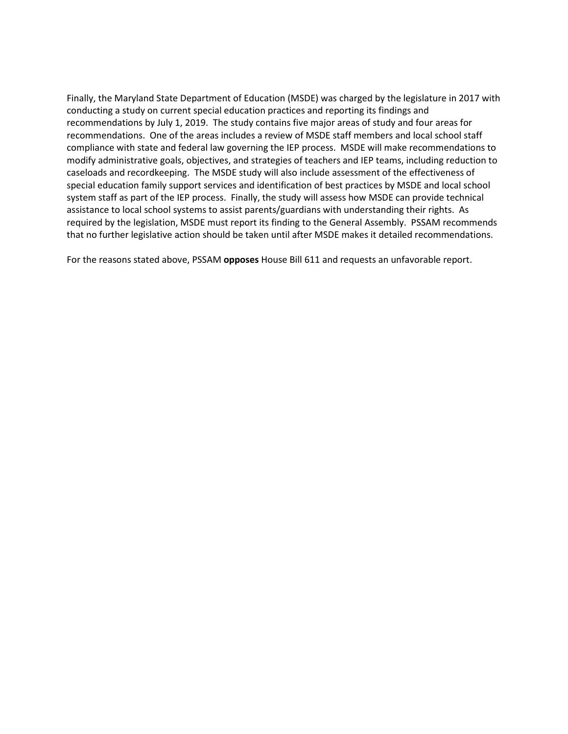Finally, the Maryland State Department of Education (MSDE) was charged by the legislature in 2017 with conducting a study on current special education practices and reporting its findings and recommendations by July 1, 2019. The study contains five major areas of study and four areas for recommendations. One of the areas includes a review of MSDE staff members and local school staff compliance with state and federal law governing the IEP process. MSDE will make recommendations to modify administrative goals, objectives, and strategies of teachers and IEP teams, including reduction to caseloads and recordkeeping. The MSDE study will also include assessment of the effectiveness of special education family support services and identification of best practices by MSDE and local school system staff as part of the IEP process. Finally, the study will assess how MSDE can provide technical assistance to local school systems to assist parents/guardians with understanding their rights. As required by the legislation, MSDE must report its finding to the General Assembly. PSSAM recommends that no further legislative action should be taken until after MSDE makes it detailed recommendations.

For the reasons stated above, PSSAM **opposes** House Bill 611 and requests an unfavorable report.